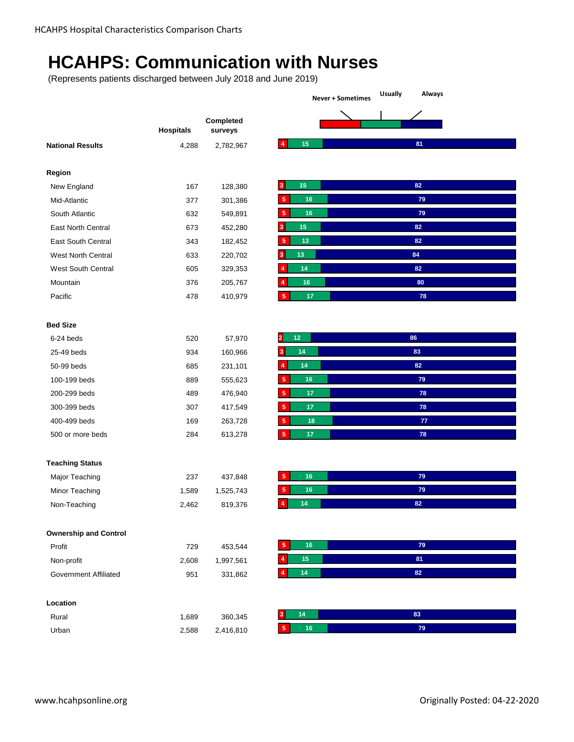# HCAHPS: Communication with Nurses

(Represents patients discharged between July 2018 and June 2019)

| | Hospitals | Completed surveys | Never + Sometimes | Usually | Always |
|---|---|---|---|---|---|
| **National Results** | 4,288 | 2,782,967 | 4 | 15 | 81 |
| **Region** | | | | | |
| New England | 167 | 128,380 | 3 | 15 | 82 |
| Mid-Atlantic | 377 | 301,386 | 5 | 16 | 79 |
| South Atlantic | 632 | 549,891 | 5 | 16 | 79 |
| East North Central | 673 | 452,280 | 3 | 15 | 82 |
| East South Central | 343 | 182,452 | 5 | 13 | 82 |
| West North Central | 633 | 220,702 | 3 | 13 | 84 |
| West South Central | 605 | 329,353 | 4 | 14 | 82 |
| Mountain | 376 | 205,767 | 4 | 16 | 80 |
| Pacific | 478 | 410,979 | 5 | 17 | 78 |
| **Bed Size** | | | | | |
| 6-24 beds | 520 | 57,970 | 2 | 12 | 86 |
| 25-49 beds | 934 | 160,966 | 3 | 14 | 83 |
| 50-99 beds | 685 | 231,101 | 4 | 14 | 82 |
| 100-199 beds | 889 | 555,623 | 5 | 16 | 79 |
| 200-299 beds | 489 | 476,940 | 5 | 17 | 78 |
| 300-399 beds | 307 | 417,549 | 5 | 17 | 78 |
| 400-499 beds | 169 | 263,728 | 5 | 18 | 77 |
| 500 or more beds | 284 | 613,278 | 5 | 17 | 78 |
| **Teaching Status** | | | | | |
| Major Teaching | 237 | 437,848 | 5 | 16 | 79 |
| Minor Teaching | 1,589 | 1,525,743 | 5 | 16 | 79 |
| Non-Teaching | 2,462 | 819,376 | 4 | 14 | 82 |
| **Ownership and Control** | | | | | |
| Profit | 729 | 453,544 | 5 | 16 | 79 |
| Non-profit | 2,608 | 1,997,561 | 4 | 15 | 81 |
| Government Affiliated | 951 | 331,862 | 4 | 14 | 82 |
| **Location** | | | | | |
| Rural | 1,689 | 360,345 | 3 | 14 | 83 |
| Urban | 2,588 | 2,416,810 | 5 | 16 | 79 |

www.hcahpsonline.org

Originally Posted: 04-22-2020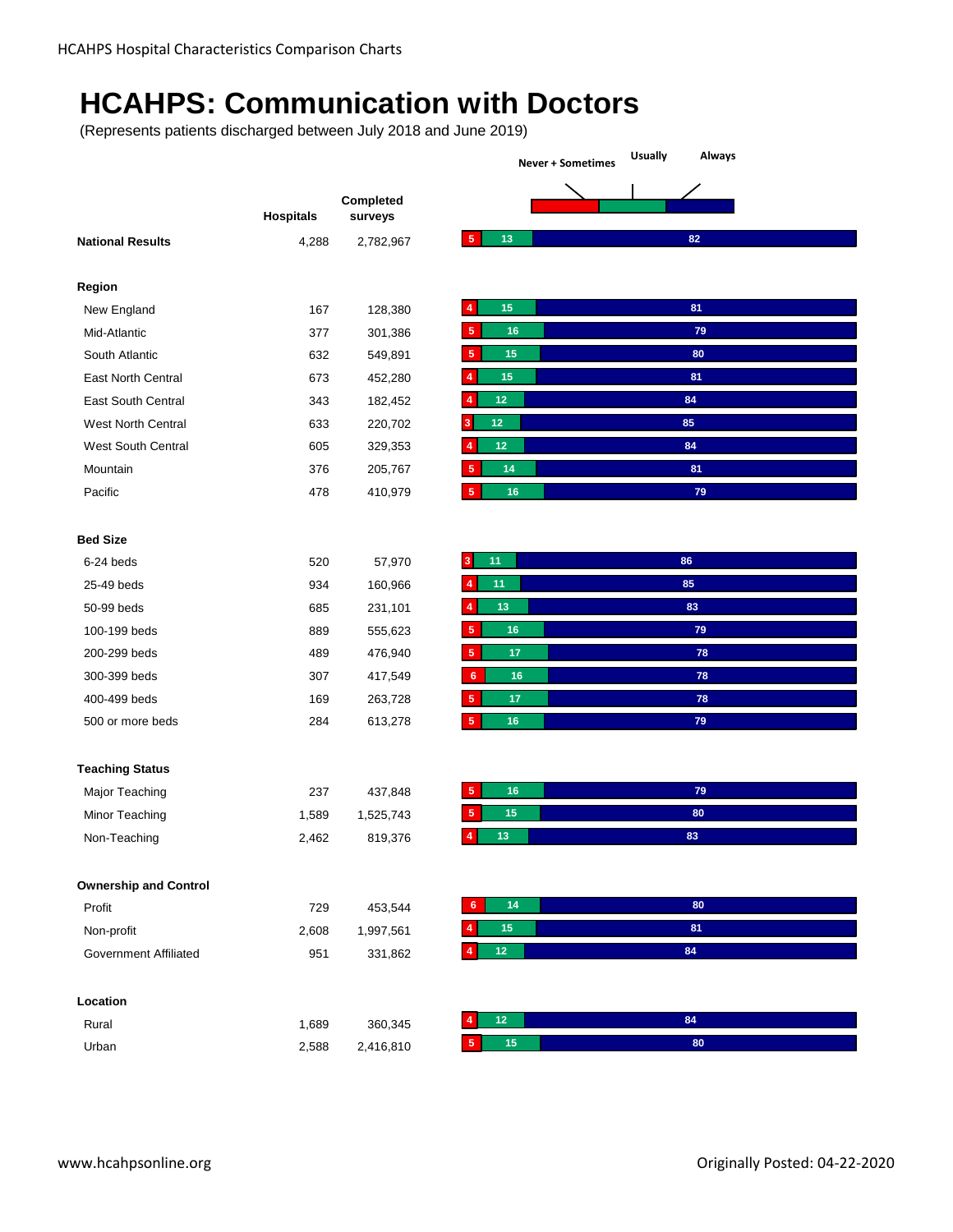# HCAHPS: Communication with Doctors

(Represents patients discharged between July 2018 and June 2019)

| | Hospitals | Completed surveys | Never + Sometimes | Usually | Always |
|---|---|---|---|---|---|
| **National Results** | 4,288 | 2,782,967 | 5 | 13 | 82 |
| **Region** | | | | | |
| New England | 167 | 128,380 | 4 | 15 | 81 |
| Mid-Atlantic | 377 | 301,386 | 5 | 16 | 79 |
| South Atlantic | 632 | 549,891 | 5 | 15 | 80 |
| East North Central | 673 | 452,280 | 4 | 15 | 81 |
| East South Central | 343 | 182,452 | 4 | 12 | 84 |
| West North Central | 633 | 220,702 | 3 | 12 | 85 |
| West South Central | 605 | 329,353 | 4 | 12 | 84 |
| Mountain | 376 | 205,767 | 5 | 14 | 81 |
| Pacific | 478 | 410,979 | 5 | 16 | 79 |
| **Bed Size** | | | | | |
| 6-24 beds | 520 | 57,970 | 3 | 11 | 86 |
| 25-49 beds | 934 | 160,966 | 4 | 11 | 85 |
| 50-99 beds | 685 | 231,101 | 4 | 13 | 83 |
| 100-199 beds | 889 | 555,623 | 5 | 16 | 79 |
| 200-299 beds | 489 | 476,940 | 5 | 17 | 78 |
| 300-399 beds | 307 | 417,549 | 6 | 16 | 78 |
| 400-499 beds | 169 | 263,728 | 5 | 17 | 78 |
| 500 or more beds | 284 | 613,278 | 5 | 16 | 79 |
| **Teaching Status** | | | | | |
| Major Teaching | 237 | 437,848 | 5 | 16 | 79 |
| Minor Teaching | 1,589 | 1,525,743 | 5 | 15 | 80 |
| Non-Teaching | 2,462 | 819,376 | 4 | 13 | 83 |
| **Ownership and Control** | | | | | |
| Profit | 729 | 453,544 | 6 | 14 | 80 |
| Non-profit | 2,608 | 1,997,561 | 4 | 15 | 81 |
| Government Affiliated | 951 | 331,862 | 4 | 12 | 84 |
| **Location** | | | | | |
| Rural | 1,689 | 360,345 | 4 | 12 | 84 |
| Urban | 2,588 | 2,416,810 | 5 | 15 | 80 |

www.hcahpsonline.org

Originally Posted: 04-22-2020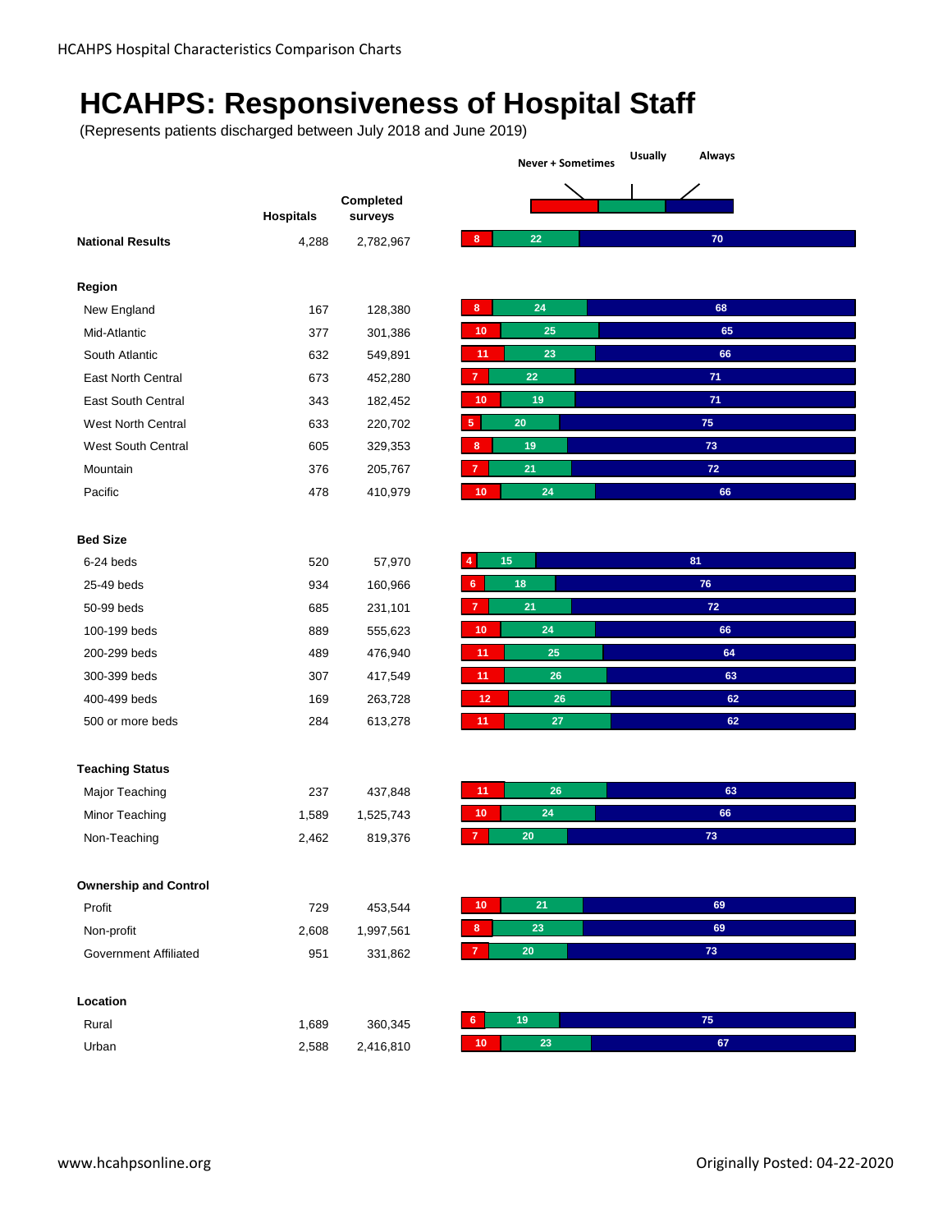# HCAHPS: Responsiveness of Hospital Staff

(Represents patients discharged between July 2018 and June 2019)

| | Hospitals | Completed surveys | Never + Sometimes | Usually | Always |
|---|---|---|---|---|---|
| **National Results** | 4,288 | 2,782,967 | 8 | 22 | 70 |
| **Region** | | | | | |
| New England | 167 | 128,380 | 8 | 24 | 68 |
| Mid-Atlantic | 377 | 301,386 | 10 | 25 | 65 |
| South Atlantic | 632 | 549,891 | 11 | 23 | 66 |
| East North Central | 673 | 452,280 | 7 | 22 | 71 |
| East South Central | 343 | 182,452 | 10 | 19 | 71 |
| West North Central | 633 | 220,702 | 5 | 20 | 75 |
| West South Central | 605 | 329,353 | 8 | 19 | 73 |
| Mountain | 376 | 205,767 | 7 | 21 | 72 |
| Pacific | 478 | 410,979 | 10 | 24 | 66 |
| **Bed Size** | | | | | |
| 6-24 beds | 520 | 57,970 | 4 | 15 | 81 |
| 25-49 beds | 934 | 160,966 | 6 | 18 | 76 |
| 50-99 beds | 685 | 231,101 | 7 | 21 | 72 |
| 100-199 beds | 889 | 555,623 | 10 | 24 | 66 |
| 200-299 beds | 489 | 476,940 | 11 | 25 | 64 |
| 300-399 beds | 307 | 417,549 | 11 | 26 | 63 |
| 400-499 beds | 169 | 263,728 | 12 | 26 | 62 |
| 500 or more beds | 284 | 613,278 | 11 | 27 | 62 |
| **Teaching Status** | | | | | |
| Major Teaching | 237 | 437,848 | 11 | 26 | 63 |
| Minor Teaching | 1,589 | 1,525,743 | 10 | 24 | 66 |
| Non-Teaching | 2,462 | 819,376 | 7 | 20 | 73 |
| **Ownership and Control** | | | | | |
| Profit | 729 | 453,544 | 10 | 21 | 69 |
| Non-profit | 2,608 | 1,997,561 | 8 | 23 | 69 |
| Government Affiliated | 951 | 331,862 | 7 | 20 | 73 |
| **Location** | | | | | |
| Rural | 1,689 | 360,345 | 6 | 19 | 75 |
| Urban | 2,588 | 2,416,810 | 10 | 23 | 67 |

www.hcahpsonline.org

Originally Posted: 04-22-2020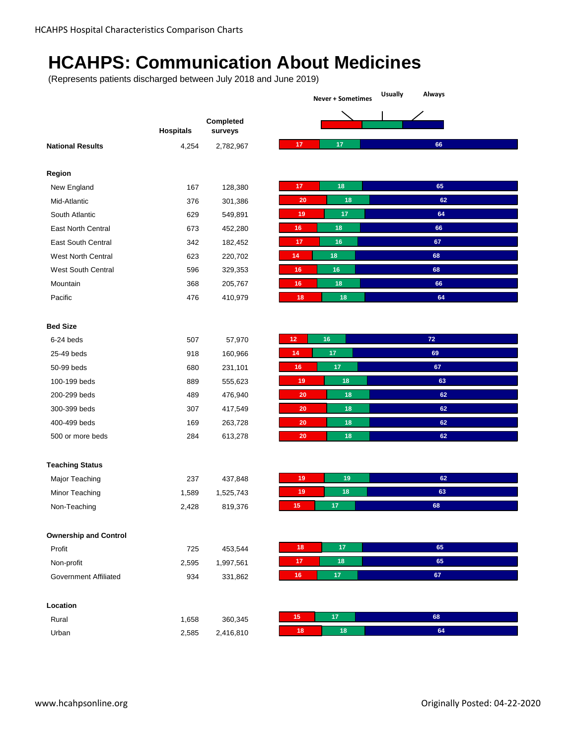# HCAHPS: Communication About Medicines

(Represents patients discharged between July 2018 and June 2019)

| | Hospitals | Completed surveys | Never + Sometimes | Usually | Always |
|---|---|---|---|---|---|
| **National Results** | 4,254 | 2,782,967 | 17 | 17 | 66 |
| **Region** | | | | | |
| New England | 167 | 128,380 | 17 | 18 | 65 |
| Mid-Atlantic | 376 | 301,386 | 20 | 18 | 62 |
| South Atlantic | 629 | 549,891 | 19 | 17 | 64 |
| East North Central | 673 | 452,280 | 16 | 18 | 66 |
| East South Central | 342 | 182,452 | 17 | 16 | 67 |
| West North Central | 623 | 220,702 | 14 | 18 | 68 |
| West South Central | 596 | 329,353 | 16 | 16 | 68 |
| Mountain | 368 | 205,767 | 16 | 18 | 66 |
| Pacific | 476 | 410,979 | 18 | 18 | 64 |
| **Bed Size** | | | | | |
| 6-24 beds | 507 | 57,970 | 12 | 16 | 72 |
| 25-49 beds | 918 | 160,966 | 14 | 17 | 69 |
| 50-99 beds | 680 | 231,101 | 16 | 17 | 67 |
| 100-199 beds | 889 | 555,623 | 19 | 18 | 63 |
| 200-299 beds | 489 | 476,940 | 20 | 18 | 62 |
| 300-399 beds | 307 | 417,549 | 20 | 18 | 62 |
| 400-499 beds | 169 | 263,728 | 20 | 18 | 62 |
| 500 or more beds | 284 | 613,278 | 20 | 18 | 62 |
| **Teaching Status** | | | | | |
| Major Teaching | 237 | 437,848 | 19 | 19 | 62 |
| Minor Teaching | 1,589 | 1,525,743 | 19 | 18 | 63 |
| Non-Teaching | 2,428 | 819,376 | 15 | 17 | 68 |
| **Ownership and Control** | | | | | |
| Profit | 725 | 453,544 | 18 | 17 | 65 |
| Non-profit | 2,595 | 1,997,561 | 17 | 18 | 65 |
| Government Affiliated | 934 | 331,862 | 16 | 17 | 67 |
| **Location** | | | | | |
| Rural | 1,658 | 360,345 | 15 | 17 | 68 |
| Urban | 2,585 | 2,416,810 | 18 | 18 | 64 |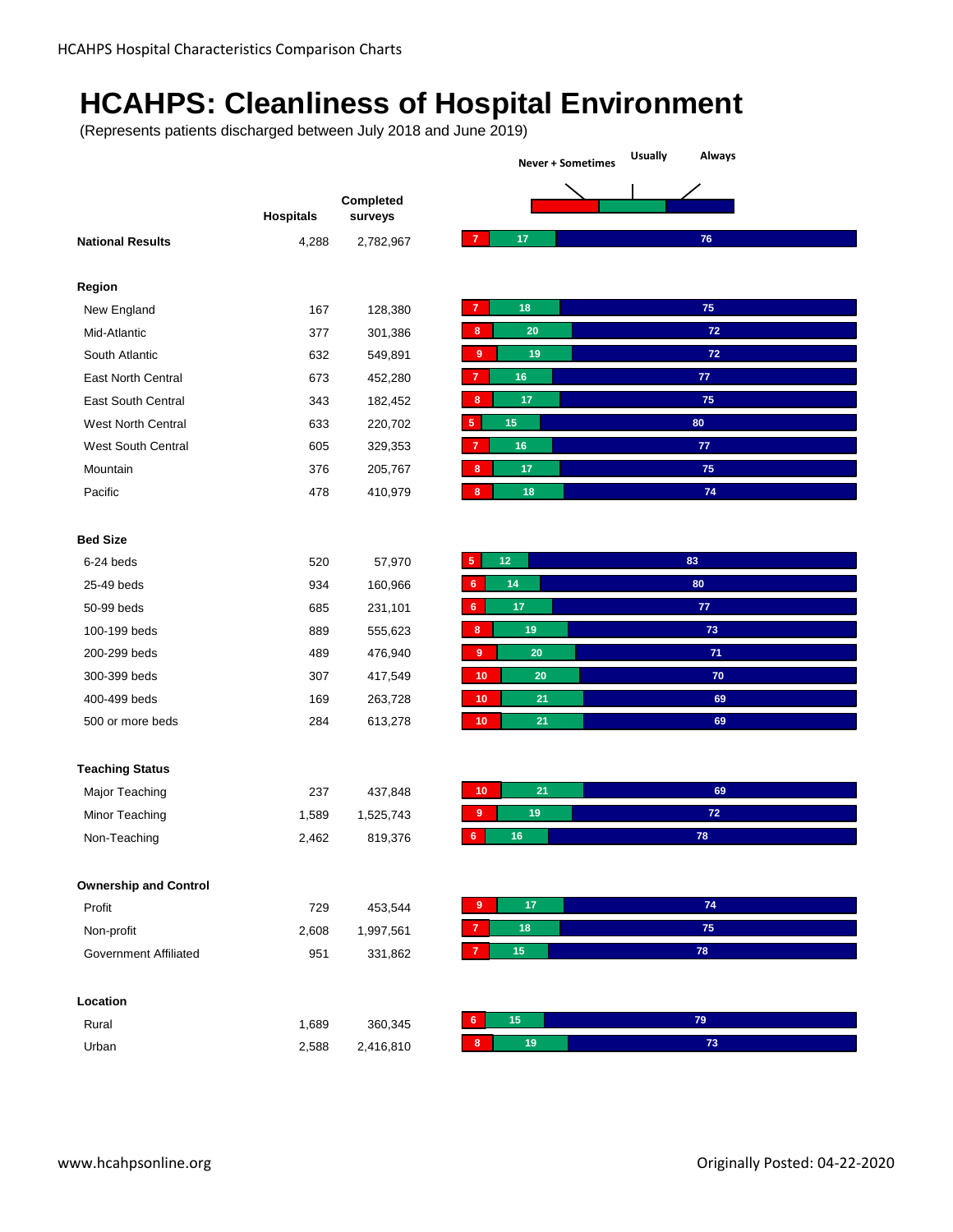# HCAHPS: Cleanliness of Hospital Environment

(Represents patients discharged between July 2018 and June 2019)

| | Hospitals | Completed surveys | Never + Sometimes | Usually | Always |
|---|---|---|---|---|---|
| **National Results** | 4,288 | 2,782,967 | 7 | 17 | 76 |
| **Region** | | | | | |
| New England | 167 | 128,380 | 7 | 18 | 75 |
| Mid-Atlantic | 377 | 301,386 | 8 | 20 | 72 |
| South Atlantic | 632 | 549,891 | 9 | 19 | 72 |
| East North Central | 673 | 452,280 | 7 | 16 | 77 |
| East South Central | 343 | 182,452 | 8 | 17 | 75 |
| West North Central | 633 | 220,702 | 5 | 15 | 80 |
| West South Central | 605 | 329,353 | 7 | 16 | 77 |
| Mountain | 376 | 205,767 | 8 | 17 | 75 |
| Pacific | 478 | 410,979 | 8 | 18 | 74 |
| **Bed Size** | | | | | |
| 6-24 beds | 520 | 57,970 | 5 | 12 | 83 |
| 25-49 beds | 934 | 160,966 | 6 | 14 | 80 |
| 50-99 beds | 685 | 231,101 | 6 | 17 | 77 |
| 100-199 beds | 889 | 555,623 | 8 | 19 | 73 |
| 200-299 beds | 489 | 476,940 | 9 | 20 | 71 |
| 300-399 beds | 307 | 417,549 | 10 | 20 | 70 |
| 400-499 beds | 169 | 263,728 | 10 | 21 | 69 |
| 500 or more beds | 284 | 613,278 | 10 | 21 | 69 |
| **Teaching Status** | | | | | |
| Major Teaching | 237 | 437,848 | 10 | 21 | 69 |
| Minor Teaching | 1,589 | 1,525,743 | 9 | 19 | 72 |
| Non-Teaching | 2,462 | 819,376 | 6 | 16 | 78 |
| **Ownership and Control** | | | | | |
| Profit | 729 | 453,544 | 9 | 17 | 74 |
| Non-profit | 2,608 | 1,997,561 | 7 | 18 | 75 |
| Government Affiliated | 951 | 331,862 | 7 | 15 | 78 |
| **Location** | | | | | |
| Rural | 1,689 | 360,345 | 6 | 15 | 79 |
| Urban | 2,588 | 2,416,810 | 8 | 19 | 73 |

www.hcahpsonline.org

Originally Posted: 04-22-2020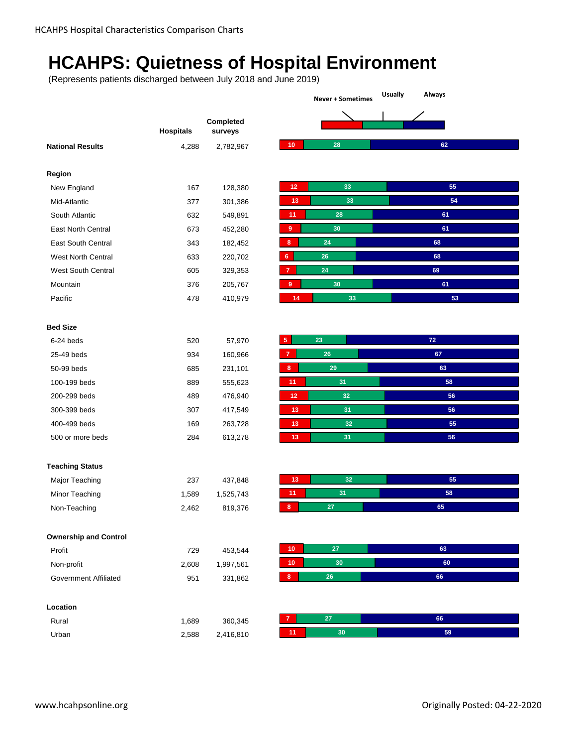# HCAHPS: Quietness of Hospital Environment

(Represents patients discharged between July 2018 and June 2019)

| | Hospitals | Completed surveys | Never + Sometimes | Usually | Always |
|---|---|---|---|---|---|
| **National Results** | 4,288 | 2,782,967 | 10 | 28 | 62 |
| **Region** | | | | | |
| New England | 167 | 128,380 | 12 | 33 | 55 |
| Mid-Atlantic | 377 | 301,386 | 13 | 33 | 54 |
| South Atlantic | 632 | 549,891 | 11 | 28 | 61 |
| East North Central | 673 | 452,280 | 9 | 30 | 61 |
| East South Central | 343 | 182,452 | 8 | 24 | 68 |
| West North Central | 633 | 220,702 | 6 | 26 | 68 |
| West South Central | 605 | 329,353 | 7 | 24 | 69 |
| Mountain | 376 | 205,767 | 9 | 30 | 61 |
| Pacific | 478 | 410,979 | 14 | 33 | 53 |
| **Bed Size** | | | | | |
| 6-24 beds | 520 | 57,970 | 5 | 23 | 72 |
| 25-49 beds | 934 | 160,966 | 7 | 26 | 67 |
| 50-99 beds | 685 | 231,101 | 8 | 29 | 63 |
| 100-199 beds | 889 | 555,623 | 11 | 31 | 58 |
| 200-299 beds | 489 | 476,940 | 12 | 32 | 56 |
| 300-399 beds | 307 | 417,549 | 13 | 31 | 56 |
| 400-499 beds | 169 | 263,728 | 13 | 32 | 55 |
| 500 or more beds | 284 | 613,278 | 13 | 31 | 56 |
| **Teaching Status** | | | | | |
| Major Teaching | 237 | 437,848 | 13 | 32 | 55 |
| Minor Teaching | 1,589 | 1,525,743 | 11 | 31 | 58 |
| Non-Teaching | 2,462 | 819,376 | 8 | 27 | 65 |
| **Ownership and Control** | | | | | |
| Profit | 729 | 453,544 | 10 | 27 | 63 |
| Non-profit | 2,608 | 1,997,561 | 10 | 30 | 60 |
| Government Affiliated | 951 | 331,862 | 8 | 26 | 66 |
| **Location** | | | | | |
| Rural | 1,689 | 360,345 | 7 | 27 | 66 |
| Urban | 2,588 | 2,416,810 | 11 | 30 | 59 |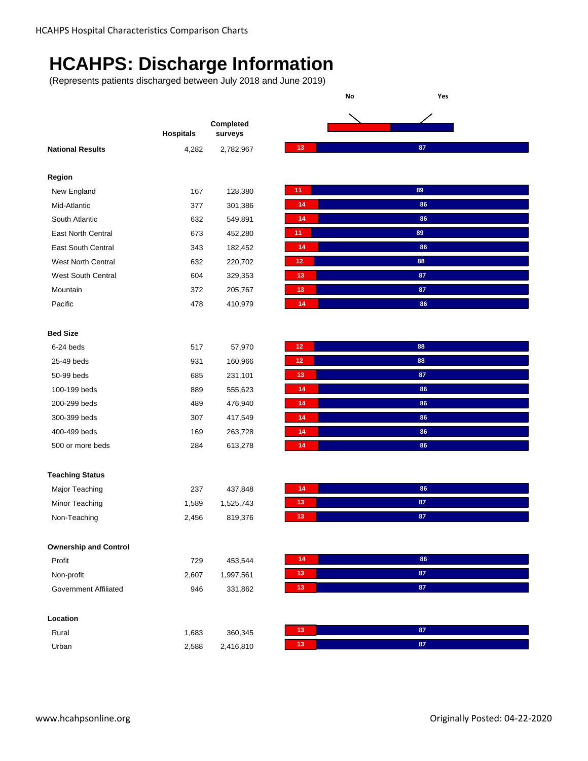# HCAHPS: Discharge Information

(Represents patients discharged between July 2018 and June 2019)

| | Hospitals | Completed surveys | No | Yes |
|---|---|---|---|---|
| **National Results** | 4,282 | 2,782,967 | 13 | 87 |
| **Region** | | | | |
| New England | 167 | 128,380 | 11 | 89 |
| Mid-Atlantic | 377 | 301,386 | 14 | 86 |
| South Atlantic | 632 | 549,891 | 14 | 86 |
| East North Central | 673 | 452,280 | 11 | 89 |
| East South Central | 343 | 182,452 | 14 | 86 |
| West North Central | 632 | 220,702 | 12 | 88 |
| West South Central | 604 | 329,353 | 13 | 87 |
| Mountain | 372 | 205,767 | 13 | 87 |
| Pacific | 478 | 410,979 | 14 | 86 |
| **Bed Size** | | | | |
| 6-24 beds | 517 | 57,970 | 12 | 88 |
| 25-49 beds | 931 | 160,966 | 12 | 88 |
| 50-99 beds | 685 | 231,101 | 13 | 87 |
| 100-199 beds | 889 | 555,623 | 14 | 86 |
| 200-299 beds | 489 | 476,940 | 14 | 86 |
| 300-399 beds | 307 | 417,549 | 14 | 86 |
| 400-499 beds | 169 | 263,728 | 14 | 86 |
| 500 or more beds | 284 | 613,278 | 14 | 86 |
| **Teaching Status** | | | | |
| Major Teaching | 237 | 437,848 | 14 | 86 |
| Minor Teaching | 1,589 | 1,525,743 | 13 | 87 |
| Non-Teaching | 2,456 | 819,376 | 13 | 87 |
| **Ownership and Control** | | | | |
| Profit | 729 | 453,544 | 14 | 86 |
| Non-profit | 2,607 | 1,997,561 | 13 | 87 |
| Government Affiliated | 946 | 331,862 | 13 | 87 |
| **Location** | | | | |
| Rural | 1,683 | 360,345 | 13 | 87 |
| Urban | 2,588 | 2,416,810 | 13 | 87 |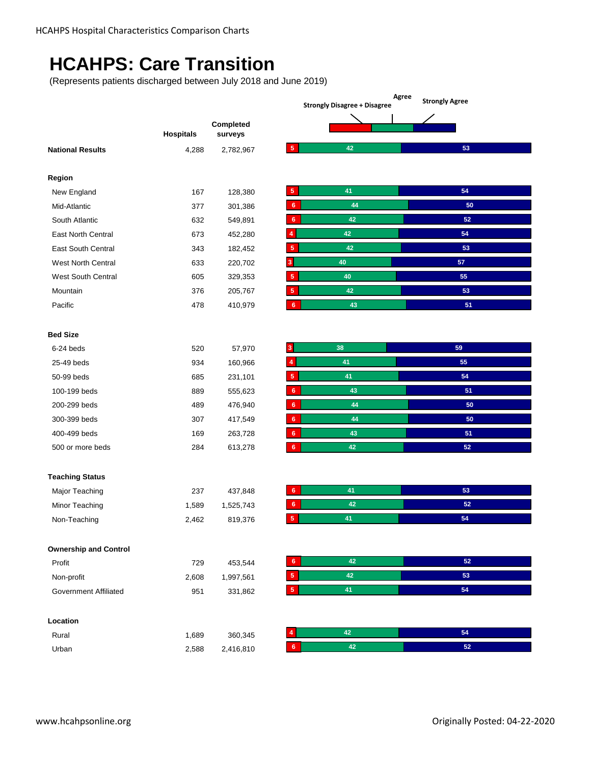# HCAHPS: Care Transition

(Represents patients discharged between July 2018 and June 2019)

| | Hospitals | Completed surveys | Strongly Disagree + Disagree | Agree | Strongly Agree |
|---|---|---|---|---|---|
| **National Results** | 4,288 | 2,782,967 | 5 | 42 | 53 |
| **Region** | | | | | |
| New England | 167 | 128,380 | 5 | 41 | 54 |
| Mid-Atlantic | 377 | 301,386 | 6 | 44 | 50 |
| South Atlantic | 632 | 549,891 | 6 | 42 | 52 |
| East North Central | 673 | 452,280 | 4 | 42 | 54 |
| East South Central | 343 | 182,452 | 5 | 42 | 53 |
| West North Central | 633 | 220,702 | 3 | 40 | 57 |
| West South Central | 605 | 329,353 | 5 | 40 | 55 |
| Mountain | 376 | 205,767 | 5 | 42 | 53 |
| Pacific | 478 | 410,979 | 6 | 43 | 51 |
| **Bed Size** | | | | | |
| 6-24 beds | 520 | 57,970 | 3 | 38 | 59 |
| 25-49 beds | 934 | 160,966 | 4 | 41 | 55 |
| 50-99 beds | 685 | 231,101 | 5 | 41 | 54 |
| 100-199 beds | 889 | 555,623 | 6 | 43 | 51 |
| 200-299 beds | 489 | 476,940 | 6 | 44 | 50 |
| 300-399 beds | 307 | 417,549 | 6 | 44 | 50 |
| 400-499 beds | 169 | 263,728 | 6 | 43 | 51 |
| 500 or more beds | 284 | 613,278 | 6 | 42 | 52 |
| **Teaching Status** | | | | | |
| Major Teaching | 237 | 437,848 | 6 | 41 | 53 |
| Minor Teaching | 1,589 | 1,525,743 | 6 | 42 | 52 |
| Non-Teaching | 2,462 | 819,376 | 5 | 41 | 54 |
| **Ownership and Control** | | | | | |
| Profit | 729 | 453,544 | 6 | 42 | 52 |
| Non-profit | 2,608 | 1,997,561 | 5 | 42 | 53 |
| Government Affiliated | 951 | 331,862 | 5 | 41 | 54 |
| **Location** | | | | | |
| Rural | 1,689 | 360,345 | 4 | 42 | 54 |
| Urban | 2,588 | 2,416,810 | 6 | 42 | 52 |

Originally Posted: 04-22-2020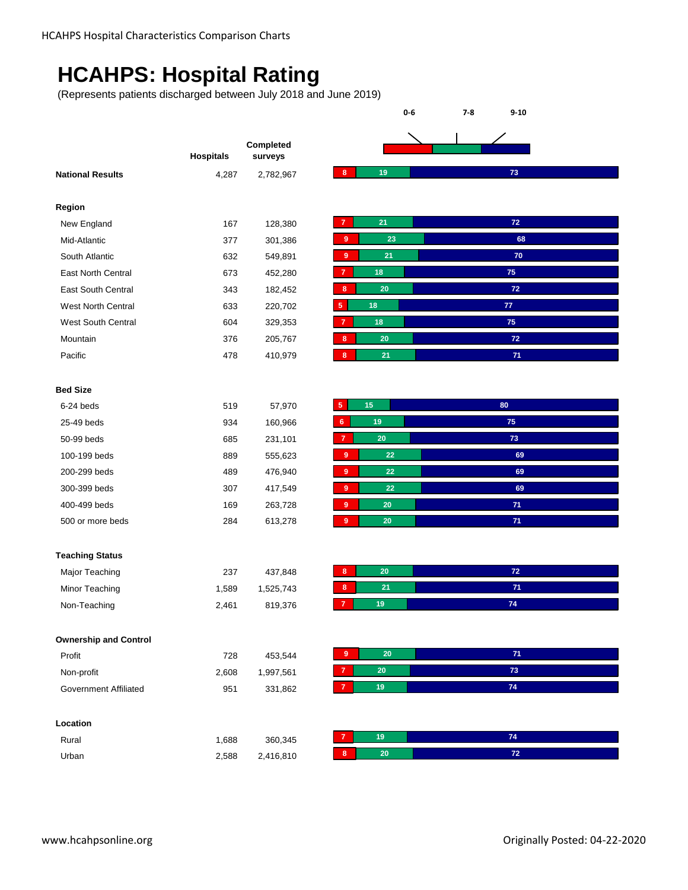# HCAHPS: Hospital Rating

(Represents patients discharged between July 2018 and June 2019)

| | Hospitals | Completed surveys | 0-6 | 7-8 | 9-10 |
|---|---|---|---|---|---|
| **National Results** | 4,287 | 2,782,967 | 8 | 19 | 73 |
| **Region** | | | | | |
| New England | 167 | 128,380 | 7 | 21 | 72 |
| Mid-Atlantic | 377 | 301,386 | 9 | 23 | 68 |
| South Atlantic | 632 | 549,891 | 9 | 21 | 70 |
| East North Central | 673 | 452,280 | 7 | 18 | 75 |
| East South Central | 343 | 182,452 | 8 | 20 | 72 |
| West North Central | 633 | 220,702 | 5 | 18 | 77 |
| West South Central | 604 | 329,353 | 7 | 18 | 75 |
| Mountain | 376 | 205,767 | 8 | 20 | 72 |
| Pacific | 478 | 410,979 | 8 | 21 | 71 |
| **Bed Size** | | | | | |
| 6-24 beds | 519 | 57,970 | 5 | 15 | 80 |
| 25-49 beds | 934 | 160,966 | 6 | 19 | 75 |
| 50-99 beds | 685 | 231,101 | 7 | 20 | 73 |
| 100-199 beds | 889 | 555,623 | 9 | 22 | 69 |
| 200-299 beds | 489 | 476,940 | 9 | 22 | 69 |
| 300-399 beds | 307 | 417,549 | 9 | 22 | 69 |
| 400-499 beds | 169 | 263,728 | 9 | 20 | 71 |
| 500 or more beds | 284 | 613,278 | 9 | 20 | 71 |
| **Teaching Status** | | | | | |
| Major Teaching | 237 | 437,848 | 8 | 20 | 72 |
| Minor Teaching | 1,589 | 1,525,743 | 8 | 21 | 71 |
| Non-Teaching | 2,461 | 819,376 | 7 | 19 | 74 |
| **Ownership and Control** | | | | | |
| Profit | 728 | 453,544 | 9 | 20 | 71 |
| Non-profit | 2,608 | 1,997,561 | 7 | 20 | 73 |
| Government Affiliated | 951 | 331,862 | 7 | 19 | 74 |
| **Location** | | | | | |
| Rural | 1,688 | 360,345 | 7 | 19 | 74 |
| Urban | 2,588 | 2,416,810 | 8 | 20 | 72 |

www.hcahpsonline.org

Originally Posted: 04-22-2020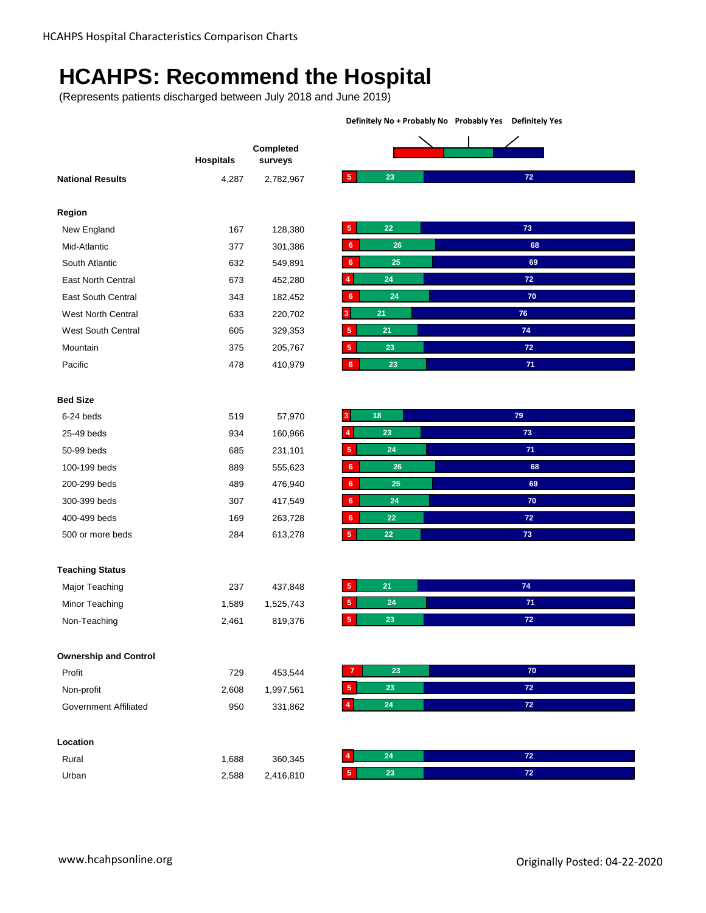# HCAHPS: Recommend the Hospital

(Represents patients discharged between July 2018 and June 2019)

| | Hospitals | Completed surveys | Definitely No + Probably No | Probably Yes | Definitely Yes |
|---|---|---|---|---|---|
| **National Results** | 4,287 | 2,782,967 | 5 | 23 | 72 |
| **Region** | | | | | |
| New England | 167 | 128,380 | 5 | 22 | 73 |
| Mid-Atlantic | 377 | 301,386 | 6 | 26 | 68 |
| South Atlantic | 632 | 549,891 | 6 | 25 | 69 |
| East North Central | 673 | 452,280 | 4 | 24 | 72 |
| East South Central | 343 | 182,452 | 6 | 24 | 70 |
| West North Central | 633 | 220,702 | 3 | 21 | 76 |
| West South Central | 605 | 329,353 | 5 | 21 | 74 |
| Mountain | 375 | 205,767 | 5 | 23 | 72 |
| Pacific | 478 | 410,979 | 6 | 23 | 71 |
| **Bed Size** | | | | | |
| 6-24 beds | 519 | 57,970 | 3 | 18 | 79 |
| 25-49 beds | 934 | 160,966 | 4 | 23 | 73 |
| 50-99 beds | 685 | 231,101 | 5 | 24 | 71 |
| 100-199 beds | 889 | 555,623 | 6 | 26 | 68 |
| 200-299 beds | 489 | 476,940 | 6 | 25 | 69 |
| 300-399 beds | 307 | 417,549 | 6 | 24 | 70 |
| 400-499 beds | 169 | 263,728 | 6 | 22 | 72 |
| 500 or more beds | 284 | 613,278 | 5 | 22 | 73 |
| **Teaching Status** | | | | | |
| Major Teaching | 237 | 437,848 | 5 | 21 | 74 |
| Minor Teaching | 1,589 | 1,525,743 | 5 | 24 | 71 |
| Non-Teaching | 2,461 | 819,376 | 5 | 23 | 72 |
| **Ownership and Control** | | | | | |
| Profit | 729 | 453,544 | 7 | 23 | 70 |
| Non-profit | 2,608 | 1,997,561 | 5 | 23 | 72 |
| Government Affiliated | 950 | 331,862 | 4 | 24 | 72 |
| **Location** | | | | | |
| Rural | 1,688 | 360,345 | 4 | 24 | 72 |
| Urban | 2,588 | 2,416,810 | 5 | 23 | 72 |

www.hcahpsonline.org

Originally Posted: 04-22-2020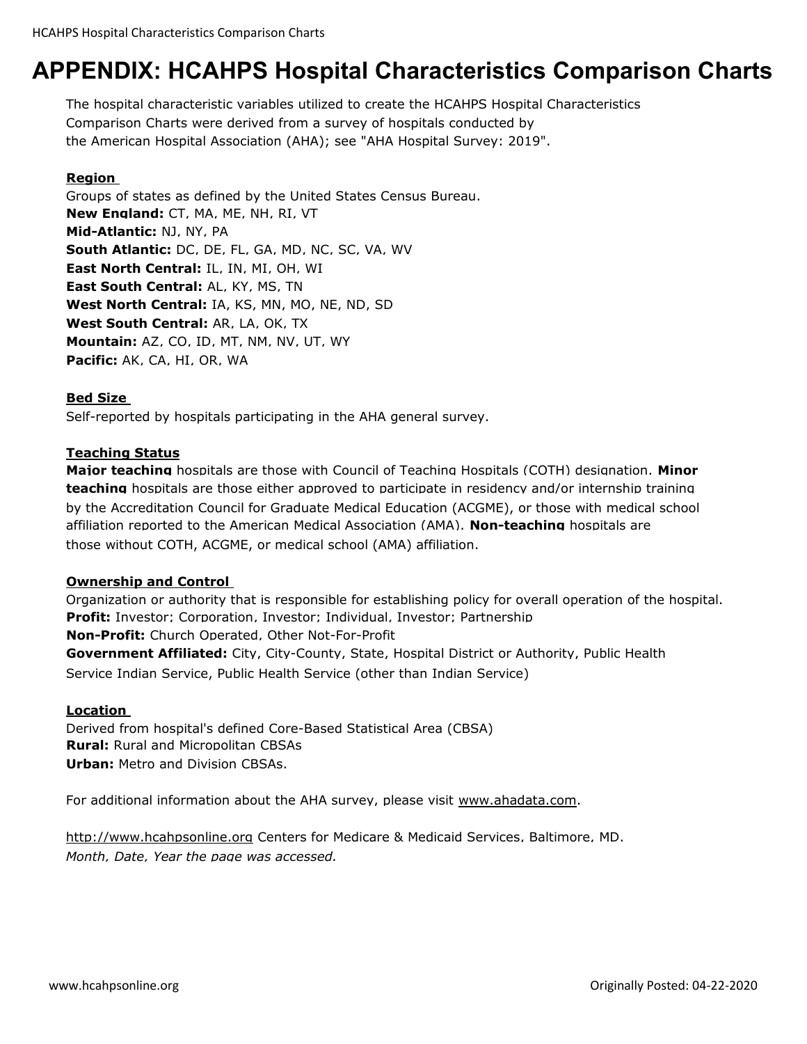# APPENDIX: HCAHPS Hospital Characteristics Comparison Charts

The hospital characteristic variables utilized to create the HCAHPS Hospital Characteristics Comparison Charts were derived from a survey of hospitals conducted by the American Hospital Association (AHA); see "AHA Hospital Survey: 2019".

**Region**

Groups of states as defined by the United States Census Bureau.
**New England:** CT, MA, ME, NH, RI, VT
**Mid-Atlantic:** NJ, NY, PA
**South Atlantic:** DC, DE, FL, GA, MD, NC, SC, VA, WV
**East North Central:** IL, IN, MI, OH, WI
**East South Central:** AL, KY, MS, TN
**West North Central:** IA, KS, MN, MO, NE, ND, SD
**West South Central:** AR, LA, OK, TX
**Mountain:** AZ, CO, ID, MT, NM, NV, UT, WY
**Pacific:** AK, CA, HI, OR, WA

**Bed Size**

Self-reported by hospitals participating in the AHA general survey.

**Teaching Status**

**Major teaching** hospitals are those with Council of Teaching Hospitals (COTH) designation. **Minor teaching** hospitals are those either approved to participate in residency and/or internship training by the Accreditation Council for Graduate Medical Education (ACGME), or those with medical school affiliation reported to the American Medical Association (AMA). **Non-teaching** hospitals are those without COTH, ACGME, or medical school (AMA) affiliation.

**Ownership and Control**

Organization or authority that is responsible for establishing policy for overall operation of the hospital.
**Profit:** Investor; Corporation, Investor; Individual, Investor; Partnership
**Non-Profit:** Church Operated, Other Not-For-Profit
**Government Affiliated:** City, City-County, State, Hospital District or Authority, Public Health Service Indian Service, Public Health Service (other than Indian Service)

**Location**

Derived from hospital's defined Core-Based Statistical Area (CBSA)
**Rural:** Rural and Micropolitan CBSAs
**Urban:** Metro and Division CBSAs.

For additional information about the AHA survey, please visit www.ahadata.com.

http://www.hcahpsonline.org Centers for Medicare & Medicaid Services, Baltimore, MD.
*Month, Date, Year the page was accessed.*